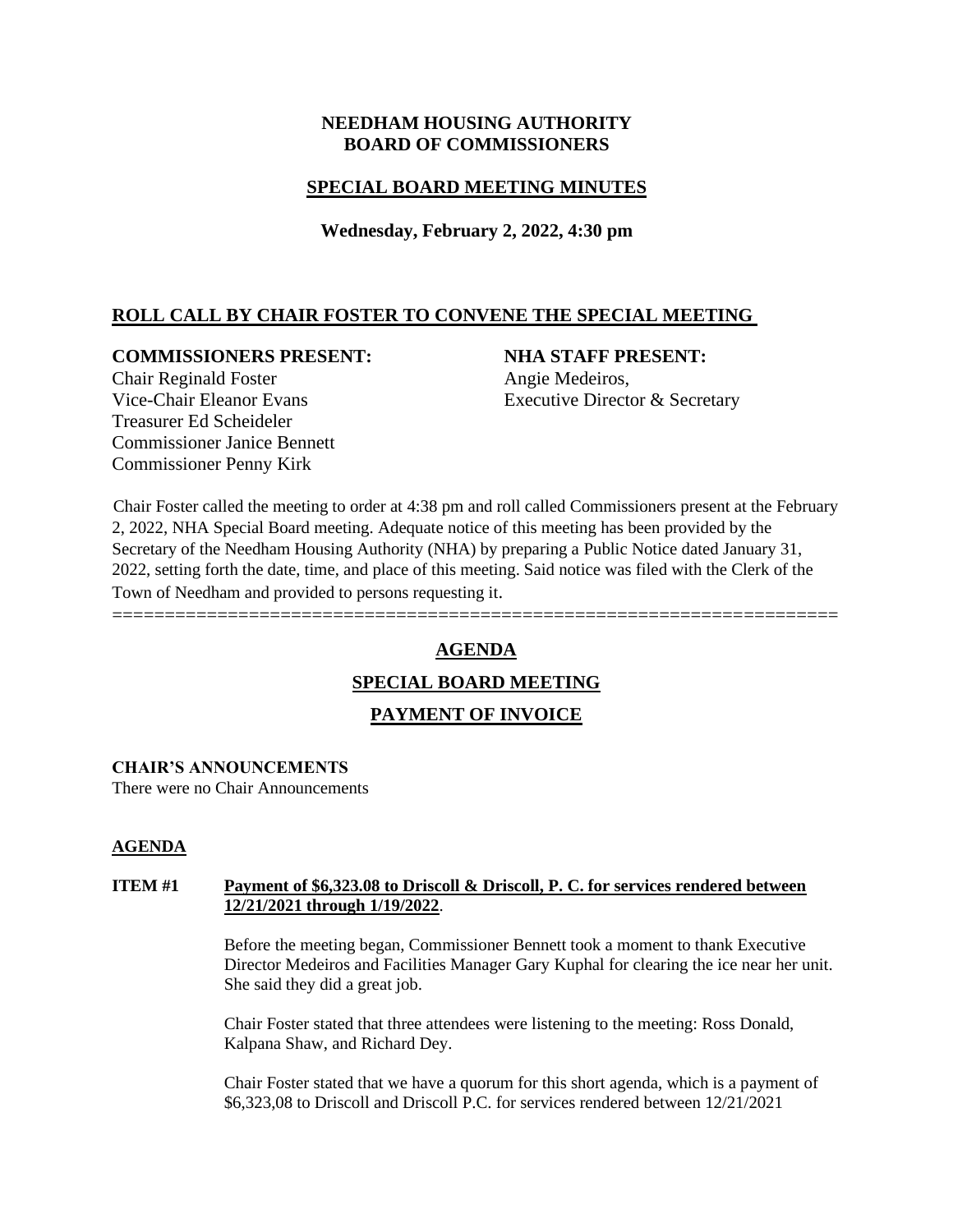**NEEDHAM HOUSING AUTHORITY**
**BOARD OF COMMISSIONERS**

## SPECIAL BOARD MEETING MINUTES

**Wednesday, February 2, 2022, 4:30 pm**

## ROLL CALL BY CHAIR FOSTER TO CONVENE THE SPECIAL MEETING

**COMMISSIONERS PRESENT:**
Chair Reginald Foster
Vice-Chair Eleanor Evans
Treasurer Ed Scheideler
Commissioner Janice Bennett
Commissioner Penny Kirk

**NHA STAFF PRESENT:**
Angie Medeiros,
Executive Director & Secretary

Chair Foster called the meeting to order at 4:38 pm and roll called Commissioners present at the February 2, 2022, NHA Special Board meeting. Adequate notice of this meeting has been provided by the Secretary of the Needham Housing Authority (NHA) by preparing a Public Notice dated January 31, 2022, setting forth the date, time, and place of this meeting. Said notice was filed with the Clerk of the Town of Needham and provided to persons requesting it.

==================================================================

## AGENDA

## SPECIAL BOARD MEETING

## PAYMENT OF INVOICE

**CHAIR'S ANNOUNCEMENTS**
There were no Chair Announcements

## AGENDA

**ITEM #1 Payment of $6,323.08 to Driscoll & Driscoll, P. C. for services rendered between 12/21/2021 through 1/19/2022.**

Before the meeting began, Commissioner Bennett took a moment to thank Executive Director Medeiros and Facilities Manager Gary Kuphal for clearing the ice near her unit. She said they did a great job.

Chair Foster stated that three attendees were listening to the meeting: Ross Donald, Kalpana Shaw, and Richard Dey.

Chair Foster stated that we have a quorum for this short agenda, which is a payment of $6,323,08 to Driscoll and Driscoll P.C. for services rendered between 12/21/2021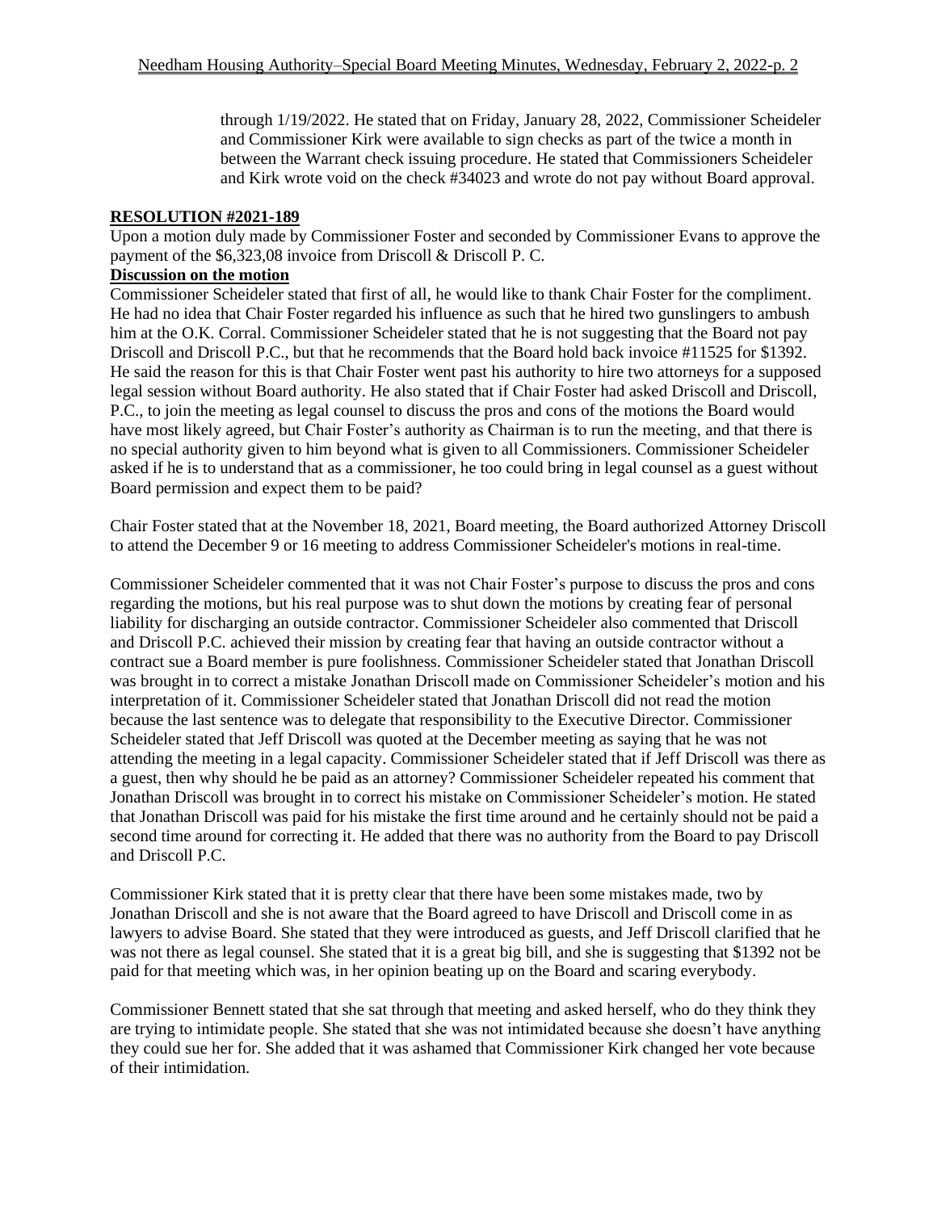through 1/19/2022. He stated that on Friday, January 28, 2022, Commissioner Scheideler and Commissioner Kirk were available to sign checks as part of the twice a month in between the Warrant check issuing procedure. He stated that Commissioners Scheideler and Kirk wrote void on the check #34023 and wrote do not pay without Board approval.

**RESOLUTION #2021-189**

Upon a motion duly made by Commissioner Foster and seconded by Commissioner Evans to approve the payment of the $6,323,08 invoice from Driscoll & Driscoll P. C.

**Discussion on the motion**

Commissioner Scheideler stated that first of all, he would like to thank Chair Foster for the compliment. He had no idea that Chair Foster regarded his influence as such that he hired two gunslingers to ambush him at the O.K. Corral. Commissioner Scheideler stated that he is not suggesting that the Board not pay Driscoll and Driscoll P.C., but that he recommends that the Board hold back invoice #11525 for $1392. He said the reason for this is that Chair Foster went past his authority to hire two attorneys for a supposed legal session without Board authority. He also stated that if Chair Foster had asked Driscoll and Driscoll, P.C., to join the meeting as legal counsel to discuss the pros and cons of the motions the Board would have most likely agreed, but Chair Foster's authority as Chairman is to run the meeting, and that there is no special authority given to him beyond what is given to all Commissioners. Commissioner Scheideler asked if he is to understand that as a commissioner, he too could bring in legal counsel as a guest without Board permission and expect them to be paid?

Chair Foster stated that at the November 18, 2021, Board meeting, the Board authorized Attorney Driscoll to attend the December 9 or 16 meeting to address Commissioner Scheideler's motions in real-time.

Commissioner Scheideler commented that it was not Chair Foster's purpose to discuss the pros and cons regarding the motions, but his real purpose was to shut down the motions by creating fear of personal liability for discharging an outside contractor. Commissioner Scheideler also commented that Driscoll and Driscoll P.C. achieved their mission by creating fear that having an outside contractor without a contract sue a Board member is pure foolishness. Commissioner Scheideler stated that Jonathan Driscoll was brought in to correct a mistake Jonathan Driscoll made on Commissioner Scheideler's motion and his interpretation of it. Commissioner Scheideler stated that Jonathan Driscoll did not read the motion because the last sentence was to delegate that responsibility to the Executive Director. Commissioner Scheideler stated that Jeff Driscoll was quoted at the December meeting as saying that he was not attending the meeting in a legal capacity. Commissioner Scheideler stated that if Jeff Driscoll was there as a guest, then why should he be paid as an attorney? Commissioner Scheideler repeated his comment that Jonathan Driscoll was brought in to correct his mistake on Commissioner Scheideler's motion. He stated that Jonathan Driscoll was paid for his mistake the first time around and he certainly should not be paid a second time around for correcting it. He added that there was no authority from the Board to pay Driscoll and Driscoll P.C.

Commissioner Kirk stated that it is pretty clear that there have been some mistakes made, two by Jonathan Driscoll and she is not aware that the Board agreed to have Driscoll and Driscoll come in as lawyers to advise Board. She stated that they were introduced as guests, and Jeff Driscoll clarified that he was not there as legal counsel. She stated that it is a great big bill, and she is suggesting that $1392 not be paid for that meeting which was, in her opinion beating up on the Board and scaring everybody.

Commissioner Bennett stated that she sat through that meeting and asked herself, who do they think they are trying to intimidate people. She stated that she was not intimidated because she doesn't have anything they could sue her for. She added that it was ashamed that Commissioner Kirk changed her vote because of their intimidation.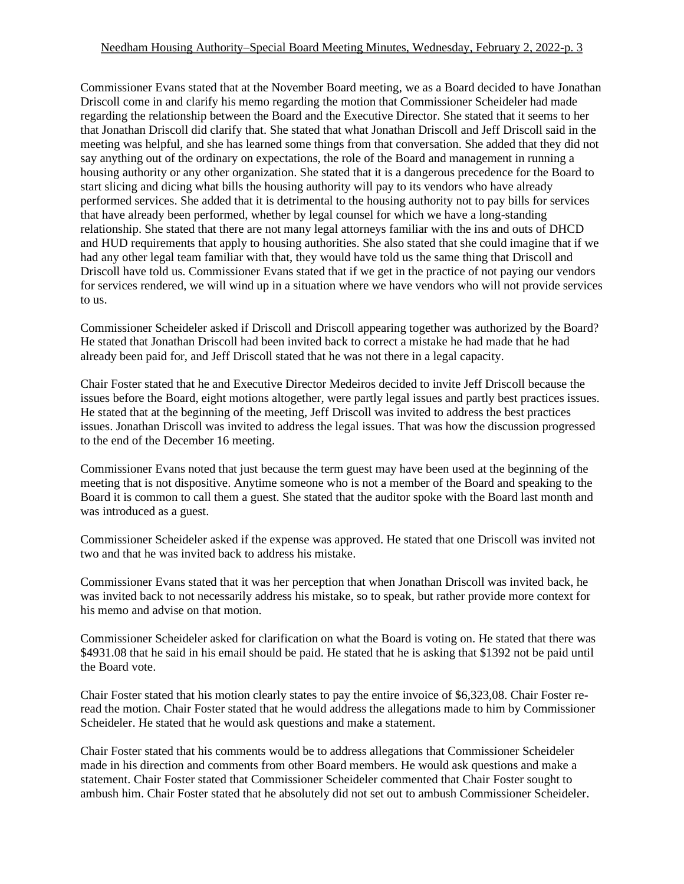Commissioner Evans stated that at the November Board meeting, we as a Board decided to have Jonathan Driscoll come in and clarify his memo regarding the motion that Commissioner Scheideler had made regarding the relationship between the Board and the Executive Director. She stated that it seems to her that Jonathan Driscoll did clarify that. She stated that what Jonathan Driscoll and Jeff Driscoll said in the meeting was helpful, and she has learned some things from that conversation. She added that they did not say anything out of the ordinary on expectations, the role of the Board and management in running a housing authority or any other organization. She stated that it is a dangerous precedence for the Board to start slicing and dicing what bills the housing authority will pay to its vendors who have already performed services. She added that it is detrimental to the housing authority not to pay bills for services that have already been performed, whether by legal counsel for which we have a long-standing relationship. She stated that there are not many legal attorneys familiar with the ins and outs of DHCD and HUD requirements that apply to housing authorities. She also stated that she could imagine that if we had any other legal team familiar with that, they would have told us the same thing that Driscoll and Driscoll have told us. Commissioner Evans stated that if we get in the practice of not paying our vendors for services rendered, we will wind up in a situation where we have vendors who will not provide services to us.

Commissioner Scheideler asked if Driscoll and Driscoll appearing together was authorized by the Board? He stated that Jonathan Driscoll had been invited back to correct a mistake he had made that he had already been paid for, and Jeff Driscoll stated that he was not there in a legal capacity.

Chair Foster stated that he and Executive Director Medeiros decided to invite Jeff Driscoll because the issues before the Board, eight motions altogether, were partly legal issues and partly best practices issues. He stated that at the beginning of the meeting, Jeff Driscoll was invited to address the best practices issues. Jonathan Driscoll was invited to address the legal issues. That was how the discussion progressed to the end of the December 16 meeting.

Commissioner Evans noted that just because the term guest may have been used at the beginning of the meeting that is not dispositive. Anytime someone who is not a member of the Board and speaking to the Board it is common to call them a guest. She stated that the auditor spoke with the Board last month and was introduced as a guest.

Commissioner Scheideler asked if the expense was approved. He stated that one Driscoll was invited not two and that he was invited back to address his mistake.

Commissioner Evans stated that it was her perception that when Jonathan Driscoll was invited back, he was invited back to not necessarily address his mistake, so to speak, but rather provide more context for his memo and advise on that motion.

Commissioner Scheideler asked for clarification on what the Board is voting on. He stated that there was \$4931.08 that he said in his email should be paid. He stated that he is asking that \$1392 not be paid until the Board vote.

Chair Foster stated that his motion clearly states to pay the entire invoice of \$6,323,08. Chair Foster re-read the motion. Chair Foster stated that he would address the allegations made to him by Commissioner Scheideler. He stated that he would ask questions and make a statement.

Chair Foster stated that his comments would be to address allegations that Commissioner Scheideler made in his direction and comments from other Board members. He would ask questions and make a statement. Chair Foster stated that Commissioner Scheideler commented that Chair Foster sought to ambush him. Chair Foster stated that he absolutely did not set out to ambush Commissioner Scheideler.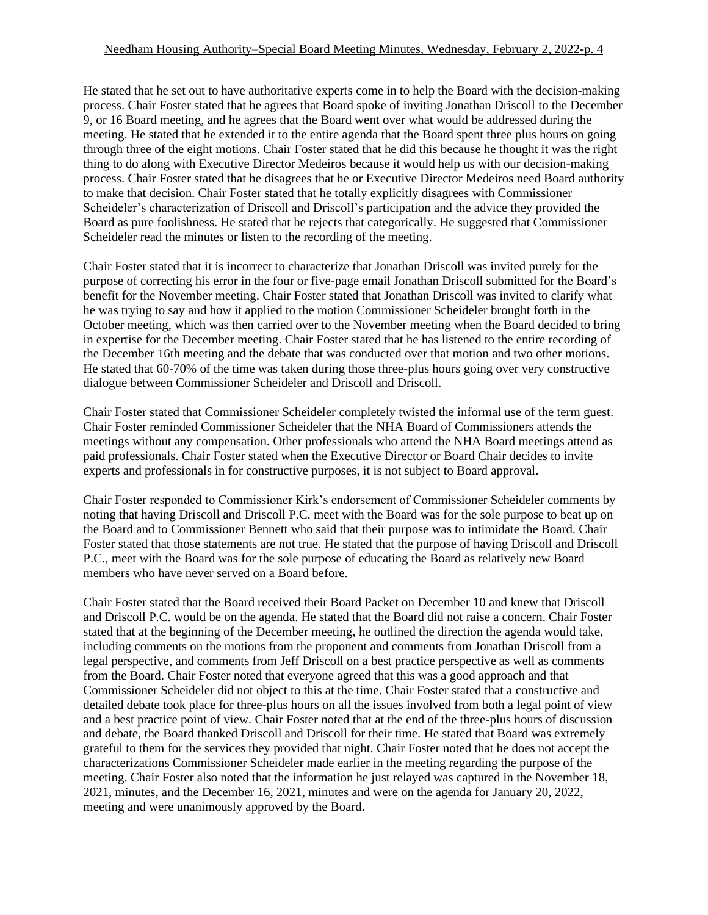He stated that he set out to have authoritative experts come in to help the Board with the decision-making process. Chair Foster stated that he agrees that Board spoke of inviting Jonathan Driscoll to the December 9, or 16 Board meeting, and he agrees that the Board went over what would be addressed during the meeting. He stated that he extended it to the entire agenda that the Board spent three plus hours on going through three of the eight motions. Chair Foster stated that he did this because he thought it was the right thing to do along with Executive Director Medeiros because it would help us with our decision-making process. Chair Foster stated that he disagrees that he or Executive Director Medeiros need Board authority to make that decision. Chair Foster stated that he totally explicitly disagrees with Commissioner Scheideler's characterization of Driscoll and Driscoll's participation and the advice they provided the Board as pure foolishness. He stated that he rejects that categorically. He suggested that Commissioner Scheideler read the minutes or listen to the recording of the meeting.

Chair Foster stated that it is incorrect to characterize that Jonathan Driscoll was invited purely for the purpose of correcting his error in the four or five-page email Jonathan Driscoll submitted for the Board's benefit for the November meeting. Chair Foster stated that Jonathan Driscoll was invited to clarify what he was trying to say and how it applied to the motion Commissioner Scheideler brought forth in the October meeting, which was then carried over to the November meeting when the Board decided to bring in expertise for the December meeting. Chair Foster stated that he has listened to the entire recording of the December 16th meeting and the debate that was conducted over that motion and two other motions. He stated that 60-70% of the time was taken during those three-plus hours going over very constructive dialogue between Commissioner Scheideler and Driscoll and Driscoll.

Chair Foster stated that Commissioner Scheideler completely twisted the informal use of the term guest. Chair Foster reminded Commissioner Scheideler that the NHA Board of Commissioners attends the meetings without any compensation. Other professionals who attend the NHA Board meetings attend as paid professionals. Chair Foster stated when the Executive Director or Board Chair decides to invite experts and professionals in for constructive purposes, it is not subject to Board approval.

Chair Foster responded to Commissioner Kirk's endorsement of Commissioner Scheideler comments by noting that having Driscoll and Driscoll P.C. meet with the Board was for the sole purpose to beat up on the Board and to Commissioner Bennett who said that their purpose was to intimidate the Board. Chair Foster stated that those statements are not true. He stated that the purpose of having Driscoll and Driscoll P.C., meet with the Board was for the sole purpose of educating the Board as relatively new Board members who have never served on a Board before.

Chair Foster stated that the Board received their Board Packet on December 10 and knew that Driscoll and Driscoll P.C. would be on the agenda. He stated that the Board did not raise a concern. Chair Foster stated that at the beginning of the December meeting, he outlined the direction the agenda would take, including comments on the motions from the proponent and comments from Jonathan Driscoll from a legal perspective, and comments from Jeff Driscoll on a best practice perspective as well as comments from the Board. Chair Foster noted that everyone agreed that this was a good approach and that Commissioner Scheideler did not object to this at the time. Chair Foster stated that a constructive and detailed debate took place for three-plus hours on all the issues involved from both a legal point of view and a best practice point of view. Chair Foster noted that at the end of the three-plus hours of discussion and debate, the Board thanked Driscoll and Driscoll for their time. He stated that Board was extremely grateful to them for the services they provided that night. Chair Foster noted that he does not accept the characterizations Commissioner Scheideler made earlier in the meeting regarding the purpose of the meeting. Chair Foster also noted that the information he just relayed was captured in the November 18, 2021, minutes, and the December 16, 2021, minutes and were on the agenda for January 20, 2022, meeting and were unanimously approved by the Board.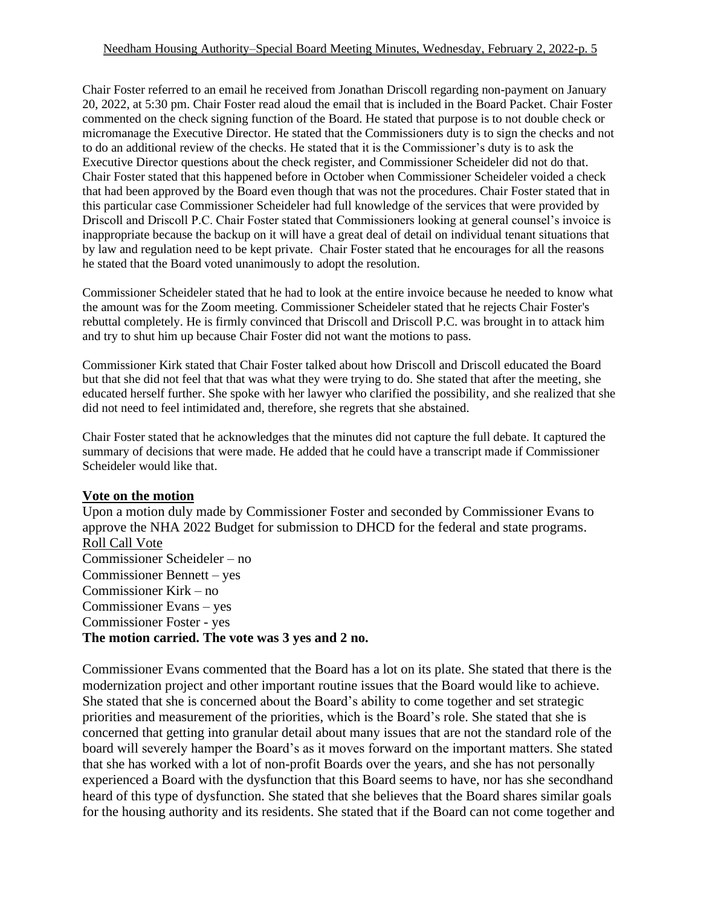Chair Foster referred to an email he received from Jonathan Driscoll regarding non-payment on January 20, 2022, at 5:30 pm. Chair Foster read aloud the email that is included in the Board Packet. Chair Foster commented on the check signing function of the Board. He stated that purpose is to not double check or micromanage the Executive Director. He stated that the Commissioners duty is to sign the checks and not to do an additional review of the checks. He stated that it is the Commissioner's duty is to ask the Executive Director questions about the check register, and Commissioner Scheideler did not do that. Chair Foster stated that this happened before in October when Commissioner Scheideler voided a check that had been approved by the Board even though that was not the procedures. Chair Foster stated that in this particular case Commissioner Scheideler had full knowledge of the services that were provided by Driscoll and Driscoll P.C. Chair Foster stated that Commissioners looking at general counsel's invoice is inappropriate because the backup on it will have a great deal of detail on individual tenant situations that by law and regulation need to be kept private. Chair Foster stated that he encourages for all the reasons he stated that the Board voted unanimously to adopt the resolution.

Commissioner Scheideler stated that he had to look at the entire invoice because he needed to know what the amount was for the Zoom meeting. Commissioner Scheideler stated that he rejects Chair Foster's rebuttal completely. He is firmly convinced that Driscoll and Driscoll P.C. was brought in to attack him and try to shut him up because Chair Foster did not want the motions to pass.

Commissioner Kirk stated that Chair Foster talked about how Driscoll and Driscoll educated the Board but that she did not feel that that was what they were trying to do. She stated that after the meeting, she educated herself further. She spoke with her lawyer who clarified the possibility, and she realized that she did not need to feel intimidated and, therefore, she regrets that she abstained.

Chair Foster stated that he acknowledges that the minutes did not capture the full debate. It captured the summary of decisions that were made. He added that he could have a transcript made if Commissioner Scheideler would like that.

**Vote on the motion**

Upon a motion duly made by Commissioner Foster and seconded by Commissioner Evans to approve the NHA 2022 Budget for submission to DHCD for the federal and state programs.

Roll Call Vote

Commissioner Scheideler – no
Commissioner Bennett – yes
Commissioner Kirk – no
Commissioner Evans – yes
Commissioner Foster - yes

**The motion carried. The vote was 3 yes and 2 no.**

Commissioner Evans commented that the Board has a lot on its plate. She stated that there is the modernization project and other important routine issues that the Board would like to achieve. She stated that she is concerned about the Board's ability to come together and set strategic priorities and measurement of the priorities, which is the Board's role. She stated that she is concerned that getting into granular detail about many issues that are not the standard role of the board will severely hamper the Board's as it moves forward on the important matters. She stated that she has worked with a lot of non-profit Boards over the years, and she has not personally experienced a Board with the dysfunction that this Board seems to have, nor has she secondhand heard of this type of dysfunction. She stated that she believes that the Board shares similar goals for the housing authority and its residents. She stated that if the Board can not come together and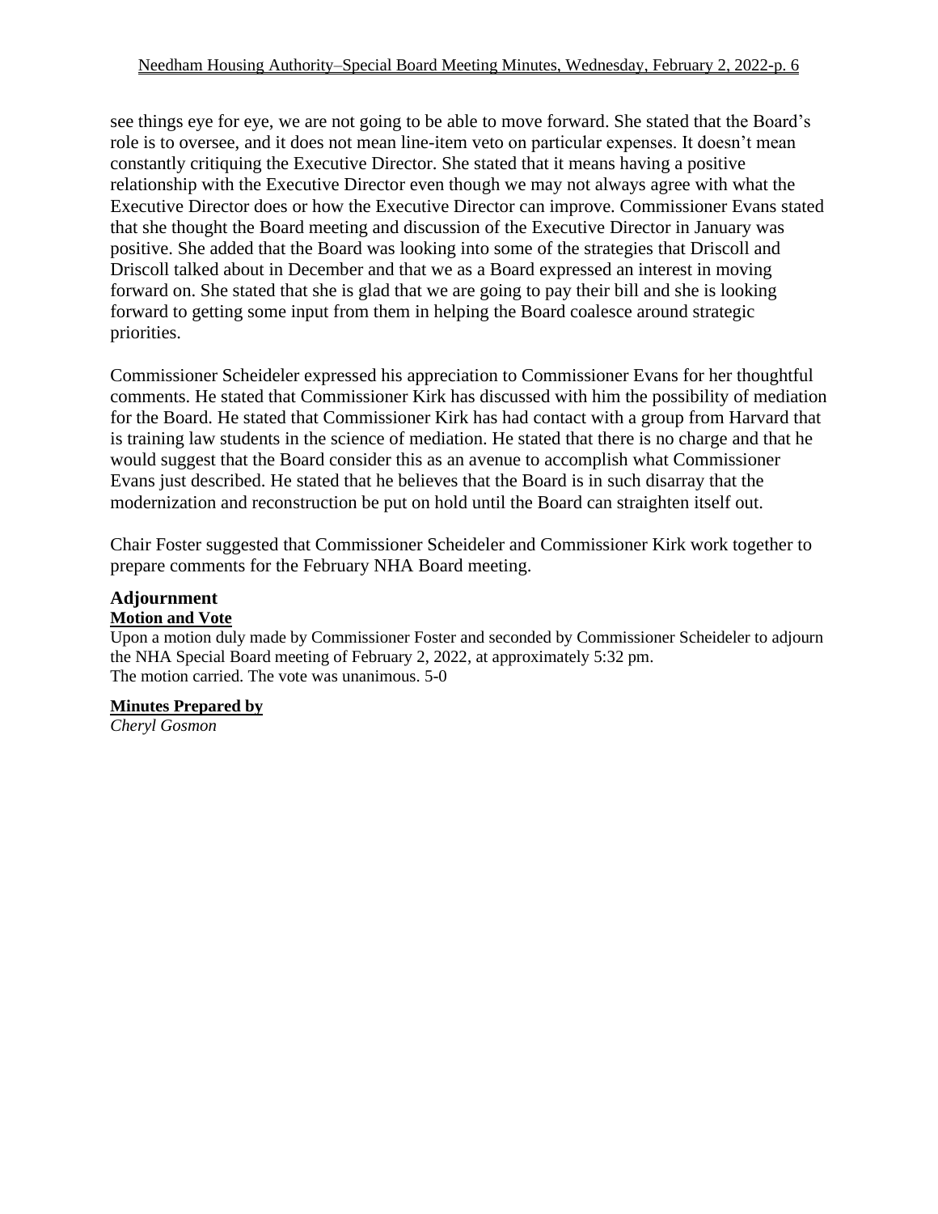see things eye for eye, we are not going to be able to move forward. She stated that the Board's role is to oversee, and it does not mean line-item veto on particular expenses. It doesn't mean constantly critiquing the Executive Director. She stated that it means having a positive relationship with the Executive Director even though we may not always agree with what the Executive Director does or how the Executive Director can improve. Commissioner Evans stated that she thought the Board meeting and discussion of the Executive Director in January was positive. She added that the Board was looking into some of the strategies that Driscoll and Driscoll talked about in December and that we as a Board expressed an interest in moving forward on. She stated that she is glad that we are going to pay their bill and she is looking forward to getting some input from them in helping the Board coalesce around strategic priorities.

Commissioner Scheideler expressed his appreciation to Commissioner Evans for her thoughtful comments. He stated that Commissioner Kirk has discussed with him the possibility of mediation for the Board. He stated that Commissioner Kirk has had contact with a group from Harvard that is training law students in the science of mediation. He stated that there is no charge and that he would suggest that the Board consider this as an avenue to accomplish what Commissioner Evans just described. He stated that he believes that the Board is in such disarray that the modernization and reconstruction be put on hold until the Board can straighten itself out.

Chair Foster suggested that Commissioner Scheideler and Commissioner Kirk work together to prepare comments for the February NHA Board meeting.

## Adjournment

**Motion and Vote**

Upon a motion duly made by Commissioner Foster and seconded by Commissioner Scheideler to adjourn the NHA Special Board meeting of February 2, 2022, at approximately 5:32 pm.
The motion carried. The vote was unanimous. 5-0

**Minutes Prepared by**

*Cheryl Gosmon*